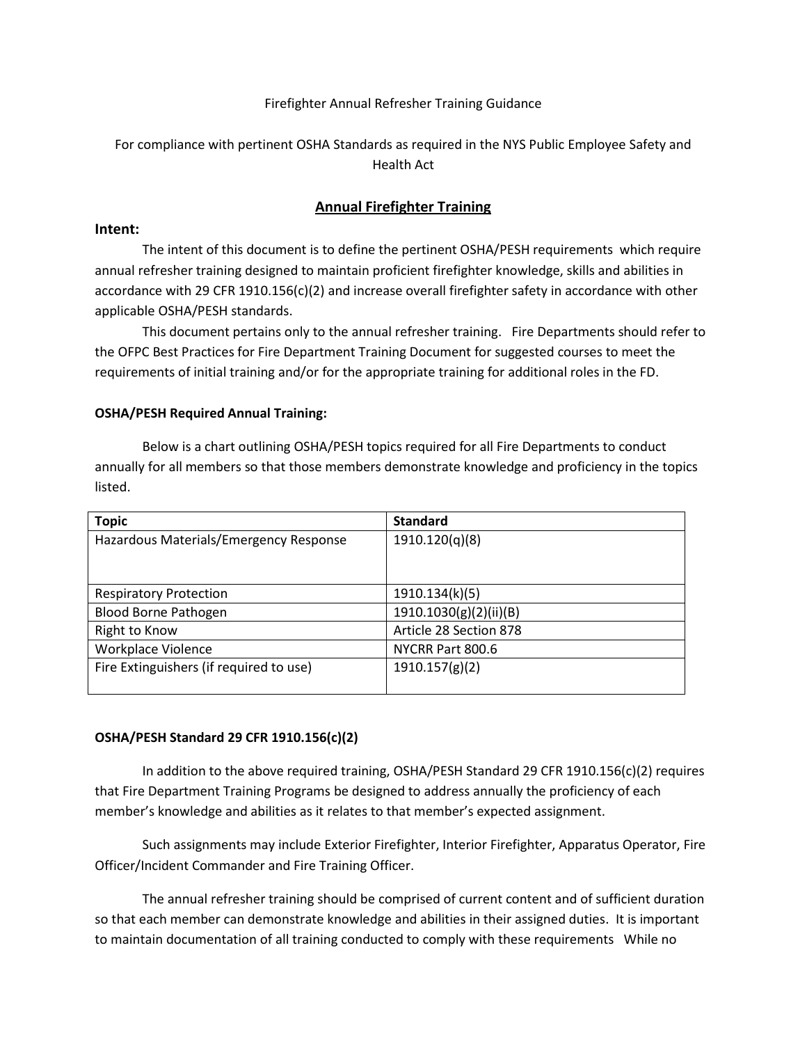Firefighter Annual Refresher Training Guidance

For compliance with pertinent OSHA Standards as required in the NYS Public Employee Safety and Health Act

## Annual Firefighter Training

### Intent:

The intent of this document is to define the pertinent OSHA/PESH requirements which require annual refresher training designed to maintain proficient firefighter knowledge, skills and abilities in accordance with 29 CFR 1910.156(c)(2) and increase overall firefighter safety in accordance with other applicable OSHA/PESH standards.

This document pertains only to the annual refresher training. Fire Departments should refer to the OFPC Best Practices for Fire Department Training Document for suggested courses to meet the requirements of initial training and/or for the appropriate training for additional roles in the FD.

**OSHA/PESH Required Annual Training:**

Below is a chart outlining OSHA/PESH topics required for all Fire Departments to conduct annually for all members so that those members demonstrate knowledge and proficiency in the topics listed.

| Topic | Standard |
|---|---|
| Hazardous Materials/Emergency Response | 1910.120(q)(8) |
| Respiratory Protection | 1910.134(k)(5) |
| Blood Borne Pathogen | 1910.1030(g)(2)(ii)(B) |
| Right to Know | Article 28 Section 878 |
| Workplace Violence | NYCRR Part 800.6 |
| Fire Extinguishers (if required to use) | 1910.157(g)(2) |

**OSHA/PESH Standard 29 CFR 1910.156(c)(2)**

In addition to the above required training, OSHA/PESH Standard 29 CFR 1910.156(c)(2) requires that Fire Department Training Programs be designed to address annually the proficiency of each member's knowledge and abilities as it relates to that member's expected assignment.

Such assignments may include Exterior Firefighter, Interior Firefighter, Apparatus Operator, Fire Officer/Incident Commander and Fire Training Officer.

The annual refresher training should be comprised of current content and of sufficient duration so that each member can demonstrate knowledge and abilities in their assigned duties. It is important to maintain documentation of all training conducted to comply with these requirements While no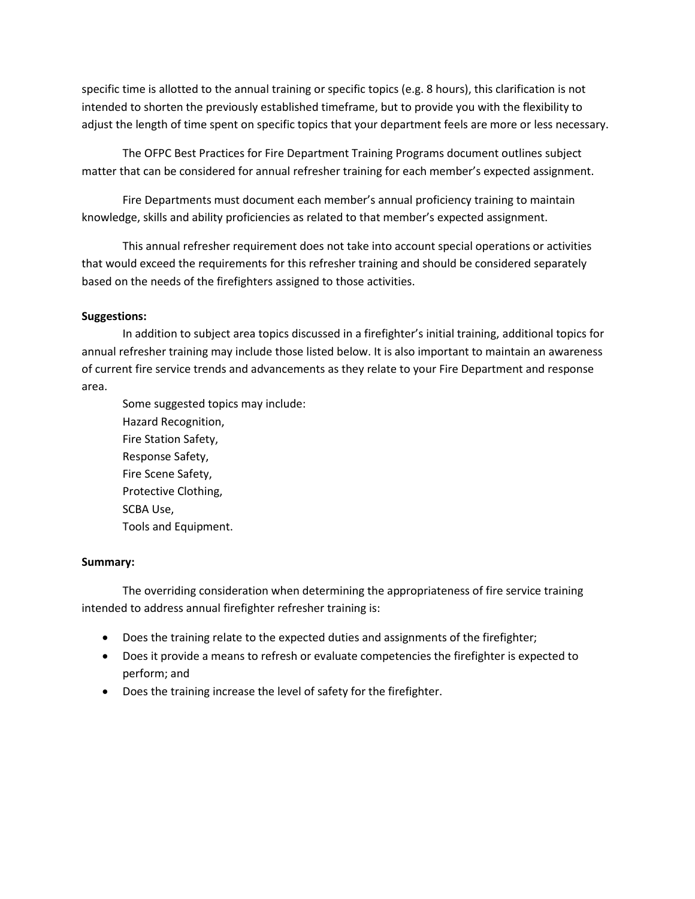specific time is allotted to the annual training or specific topics (e.g. 8 hours), this clarification is not intended to shorten the previously established timeframe, but to provide you with the flexibility to adjust the length of time spent on specific topics that your department feels are more or less necessary.

The OFPC Best Practices for Fire Department Training Programs document outlines subject matter that can be considered for annual refresher training for each member's expected assignment.

Fire Departments must document each member's annual proficiency training to maintain knowledge, skills and ability proficiencies as related to that member's expected assignment.

This annual refresher requirement does not take into account special operations or activities that would exceed the requirements for this refresher training and should be considered separately based on the needs of the firefighters assigned to those activities.

**Suggestions:**

In addition to subject area topics discussed in a firefighter's initial training, additional topics for annual refresher training may include those listed below. It is also important to maintain an awareness of current fire service trends and advancements as they relate to your Fire Department and response area.

Some suggested topics may include:
Hazard Recognition,
Fire Station Safety,
Response Safety,
Fire Scene Safety,
Protective Clothing,
SCBA Use,
Tools and Equipment.

**Summary:**

The overriding consideration when determining the appropriateness of fire service training intended to address annual firefighter refresher training is:

- Does the training relate to the expected duties and assignments of the firefighter;
- Does it provide a means to refresh or evaluate competencies the firefighter is expected to perform; and
- Does the training increase the level of safety for the firefighter.